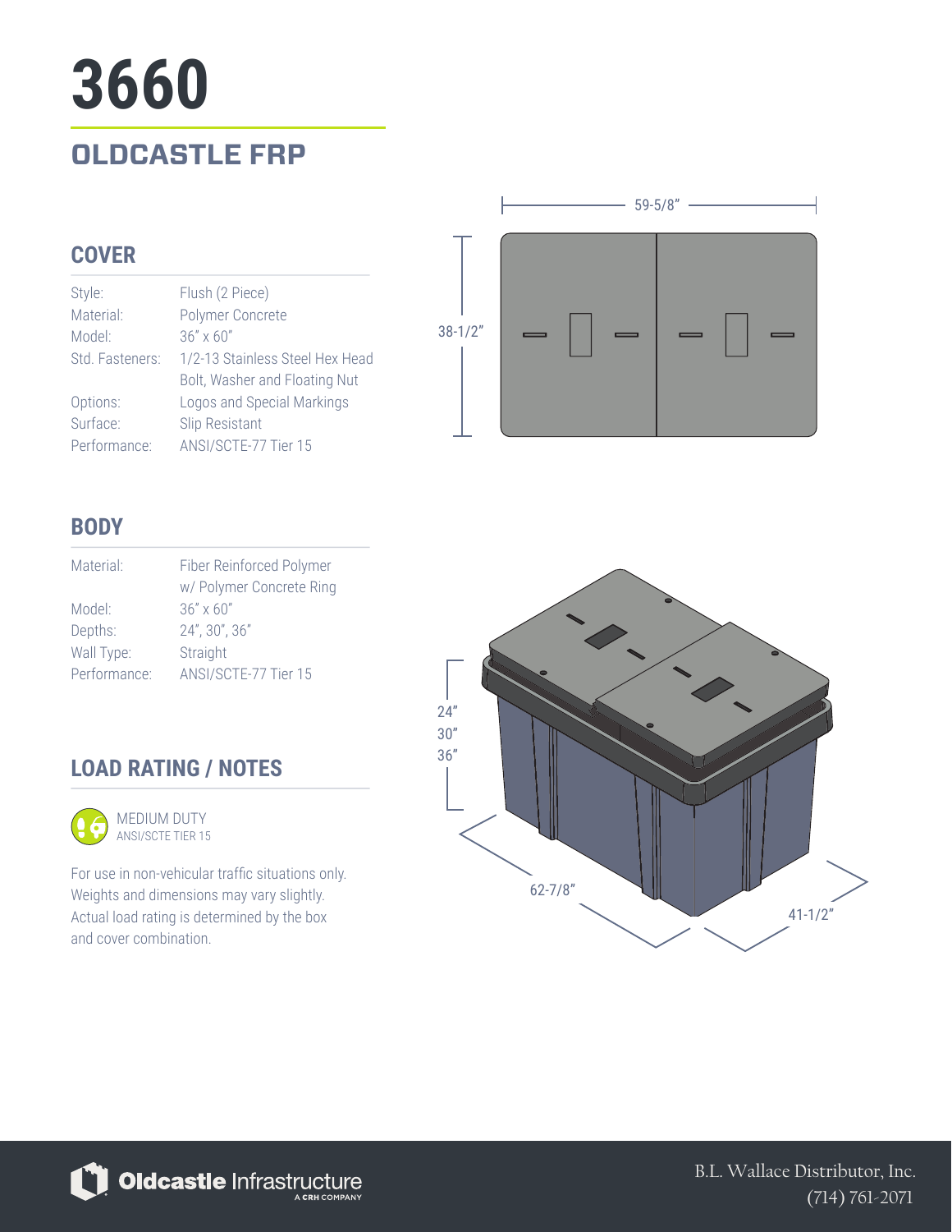# 3660

## OLDCASTLE FRP

### COVER

| | |
|---|---|
| Style: | Flush (2 Piece) |
| Material: | Polymer Concrete |
| Model: | 36" x 60" |
| Std. Fasteners: | 1/2-13 Stainless Steel Hex Head Bolt, Washer and Floating Nut |
| Options: | Logos and Special Markings |
| Surface: | Slip Resistant |
| Performance: | ANSI/SCTE-77 Tier 15 |

59-5/8"

38-1/2"

### BODY

| | |
|---|---|
| Material: | Fiber Reinforced Polymer w/ Polymer Concrete Ring |
| Model: | 36" x 60" |
| Depths: | 24", 30", 36" |
| Wall Type: | Straight |
| Performance: | ANSI/SCTE-77 Tier 15 |

24"
30"
36"

62-7/8"

41-1/2"

### LOAD RATING / NOTES

MEDIUM DUTY
ANSI/SCTE TIER 15

For use in non-vehicular traffic situations only. Weights and dimensions may vary slightly. Actual load rating is determined by the box and cover combination.

Oldcastle Infrastructure
A CRH COMPANY

B.L. Wallace Distributor, Inc.
(714) 761-2071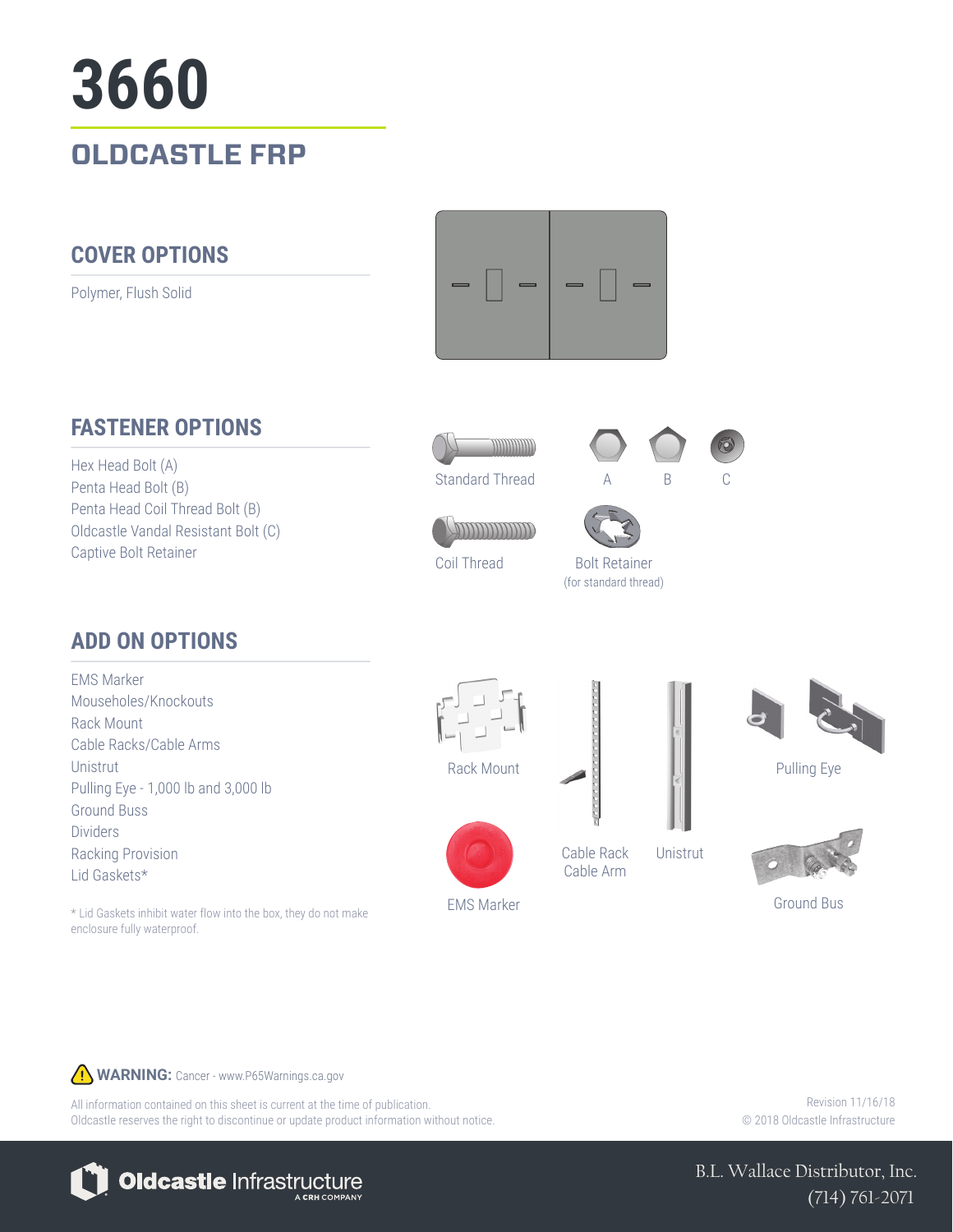# 3660

## OLDCASTLE FRP

### COVER OPTIONS

Polymer, Flush Solid

### FASTENER OPTIONS

Hex Head Bolt (A)
Penta Head Bolt (B)
Penta Head Coil Thread Bolt (B)
Oldcastle Vandal Resistant Bolt (C)
Captive Bolt Retainer

Standard Thread

A

B

C

Coil Thread

Bolt Retainer
(for standard thread)

### ADD ON OPTIONS

EMS Marker
Mouseholes/Knockouts
Rack Mount
Cable Racks/Cable Arms
Unistrut
Pulling Eye - 1,000 lb and 3,000 lb
Ground Buss
Dividers
Racking Provision
Lid Gaskets*

* Lid Gaskets inhibit water flow into the box, they do not make enclosure fully waterproof.

Rack Mount

Cable Rack
Cable Arm

Unistrut

Pulling Eye

EMS Marker

Ground Bus

**WARNING:** Cancer - www.P65Warnings.ca.gov

All information contained on this sheet is current at the time of publication.
Oldcastle reserves the right to discontinue or update product information without notice.

Revision 11/16/18
© 2018 Oldcastle Infrastructure

Oldcastle Infrastructure
A CRH COMPANY

B.L. Wallace Distributor, Inc.
(714) 761-2071